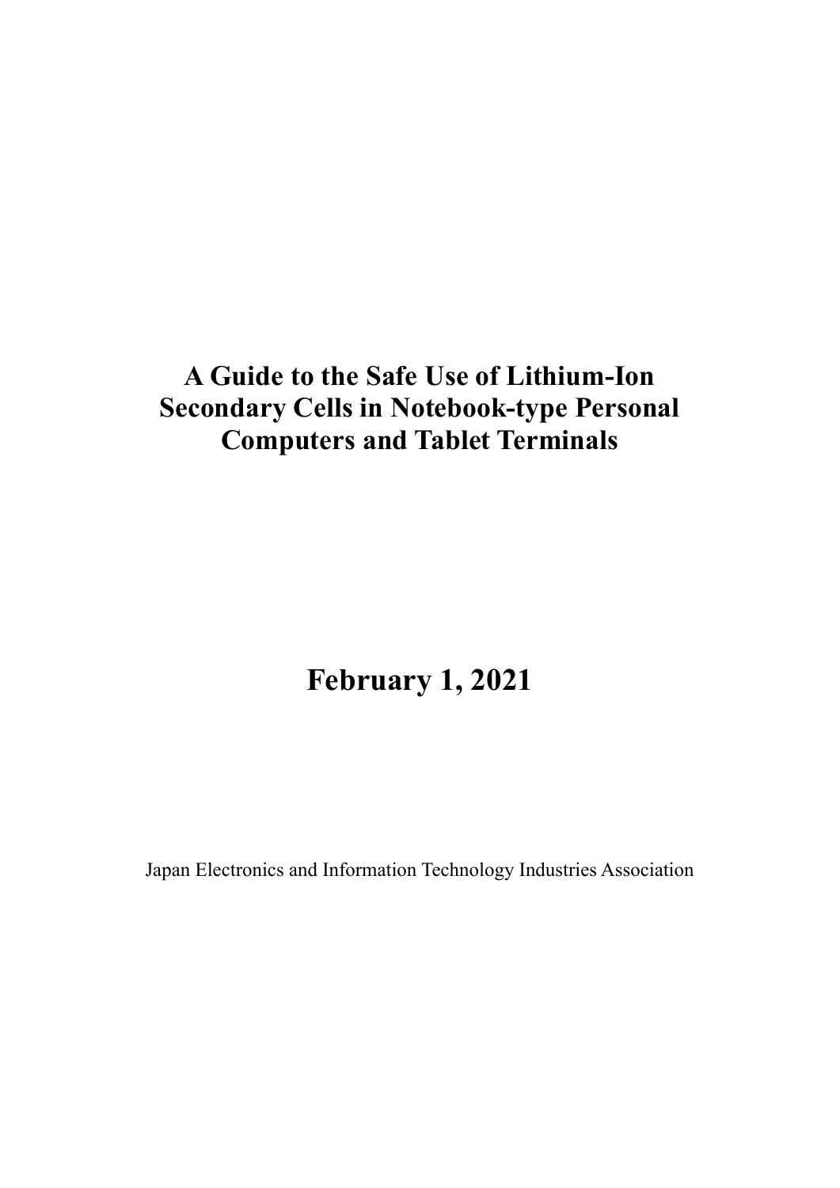# A Guide to the Safe Use of Lithium-Ion Secondary Cells in Notebook-type Personal Computers and Tablet Terminals

## February 1, 2021

Japan Electronics and Information Technology Industries Association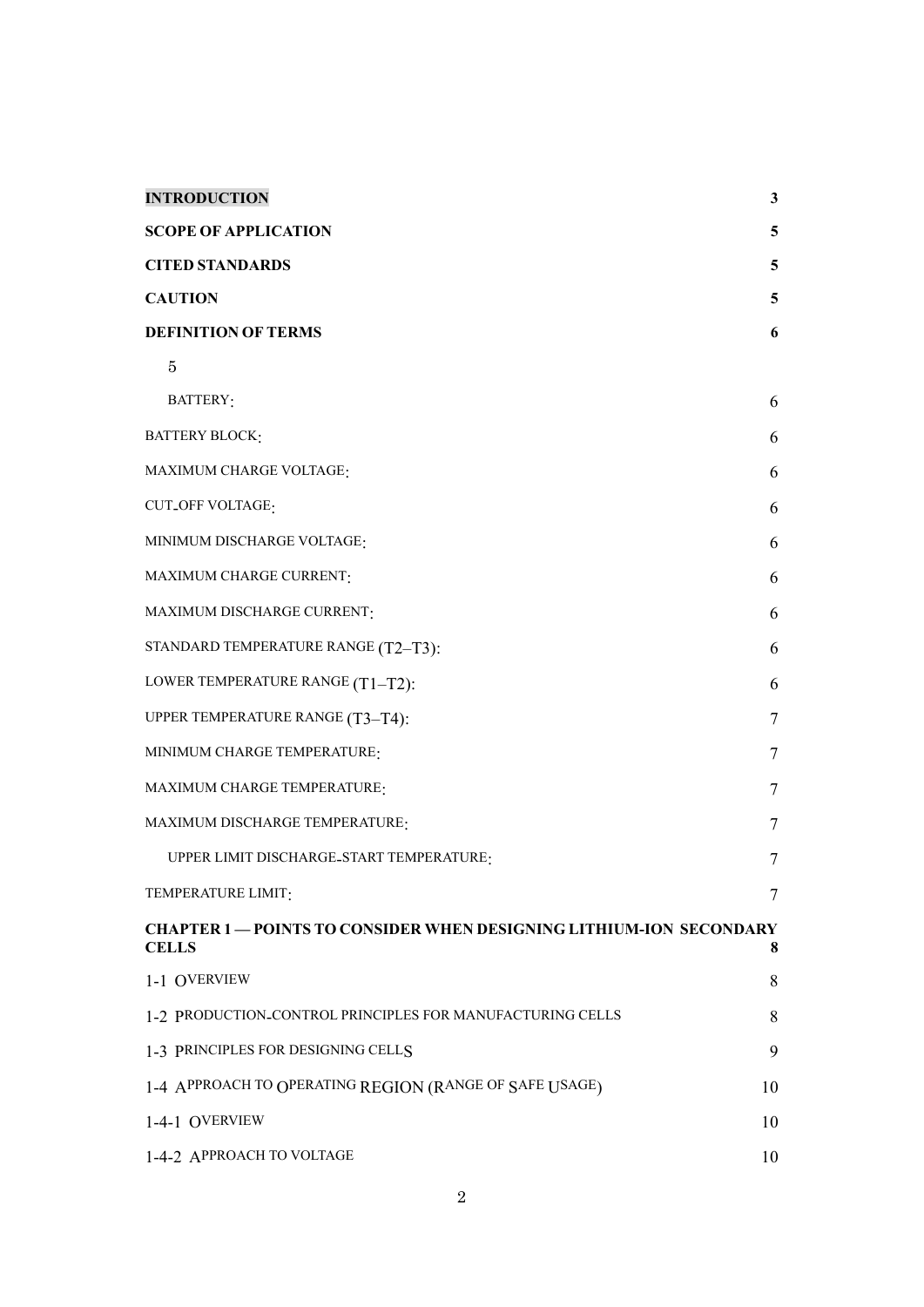| | |
|---|---|
| **INTRODUCTION** | **3** |
| **SCOPE OF APPLICATION** | **5** |
| **CITED STANDARDS** | **5** |
| **CAUTION** | **5** |
| **DEFINITION OF TERMS** | **6** |
| 5 | |
| BATTERY: | 6 |
| BATTERY BLOCK: | 6 |
| MAXIMUM CHARGE VOLTAGE: | 6 |
| CUT_OFF VOLTAGE: | 6 |
| MINIMUM DISCHARGE VOLTAGE: | 6 |
| MAXIMUM CHARGE CURRENT: | 6 |
| MAXIMUM DISCHARGE CURRENT: | 6 |
| STANDARD TEMPERATURE RANGE (T2–T3): | 6 |
| LOWER TEMPERATURE RANGE (T1–T2): | 6 |
| UPPER TEMPERATURE RANGE (T3–T4): | 7 |
| MINIMUM CHARGE TEMPERATURE: | 7 |
| MAXIMUM CHARGE TEMPERATURE: | 7 |
| MAXIMUM DISCHARGE TEMPERATURE: | 7 |
| UPPER LIMIT DISCHARGE_START TEMPERATURE: | 7 |
| TEMPERATURE LIMIT: | 7 |
| **CHAPTER 1 — POINTS TO CONSIDER WHEN DESIGNING LITHIUM-ION SECONDARY CELLS** | **8** |
| 1-1 OVERVIEW | 8 |
| 1-2 PRODUCTION_CONTROL PRINCIPLES FOR MANUFACTURING CELLS | 8 |
| 1-3 PRINCIPLES FOR DESIGNING CELLS | 9 |
| 1-4 APPROACH TO OPERATING REGION (RANGE OF SAFE USAGE) | 10 |
| 1-4-1 OVERVIEW | 10 |
| 1-4-2 APPROACH TO VOLTAGE | 10 |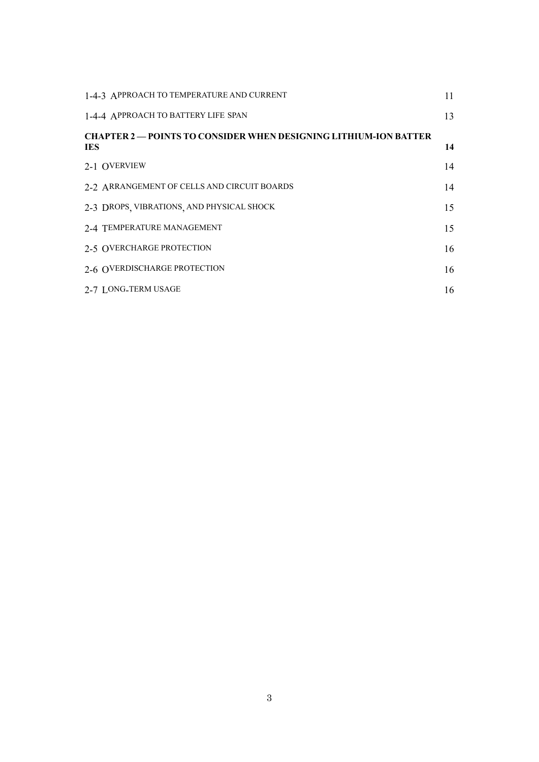1-4-3 APPROACH TO TEMPERATURE AND CURRENT 11

1-4-4 APPROACH TO BATTERY LIFE SPAN 13

**CHAPTER 2 — POINTS TO CONSIDER WHEN DESIGNING LITHIUM-ION BATTER IES 14**

2-1 OVERVIEW 14

2-2 ARRANGEMENT OF CELLS AND CIRCUIT BOARDS 14

2-3 DROPS, VIBRATIONS, AND PHYSICAL SHOCK 15

2-4 TEMPERATURE MANAGEMENT 15

2-5 OVERCHARGE PROTECTION 16

2-6 OVERDISCHARGE PROTECTION 16

2-7 LONG-TERM USAGE 16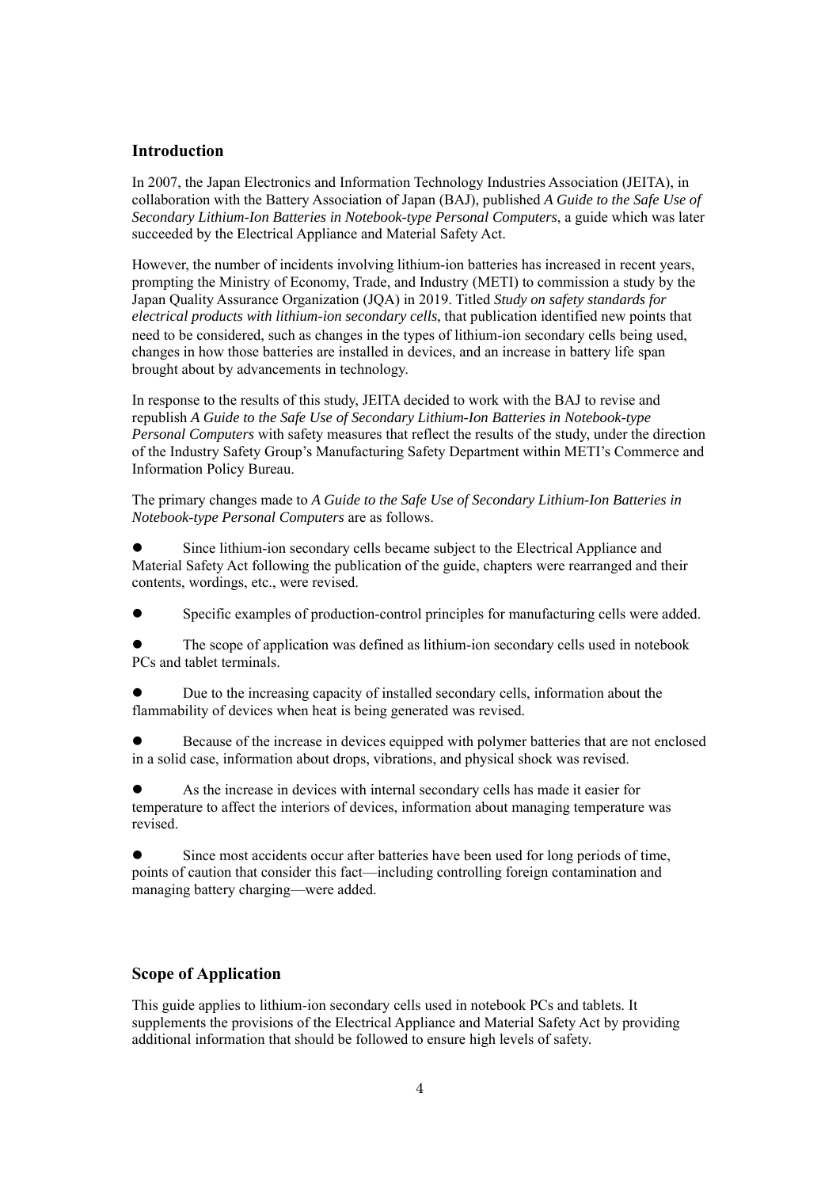## Introduction

In 2007, the Japan Electronics and Information Technology Industries Association (JEITA), in collaboration with the Battery Association of Japan (BAJ), published *A Guide to the Safe Use of Secondary Lithium-Ion Batteries in Notebook-type Personal Computers*, a guide which was later succeeded by the Electrical Appliance and Material Safety Act.

However, the number of incidents involving lithium-ion batteries has increased in recent years, prompting the Ministry of Economy, Trade, and Industry (METI) to commission a study by the Japan Quality Assurance Organization (JQA) in 2019. Titled *Study on safety standards for electrical products with lithium-ion secondary cells*, that publication identified new points that need to be considered, such as changes in the types of lithium-ion secondary cells being used, changes in how those batteries are installed in devices, and an increase in battery life span brought about by advancements in technology.

In response to the results of this study, JEITA decided to work with the BAJ to revise and republish *A Guide to the Safe Use of Secondary Lithium-Ion Batteries in Notebook-type Personal Computers* with safety measures that reflect the results of the study, under the direction of the Industry Safety Group's Manufacturing Safety Department within METI's Commerce and Information Policy Bureau.

The primary changes made to *A Guide to the Safe Use of Secondary Lithium-Ion Batteries in Notebook-type Personal Computers* are as follows.

- Since lithium-ion secondary cells became subject to the Electrical Appliance and Material Safety Act following the publication of the guide, chapters were rearranged and their contents, wordings, etc., were revised.
- Specific examples of production-control principles for manufacturing cells were added.
- The scope of application was defined as lithium-ion secondary cells used in notebook PCs and tablet terminals.
- Due to the increasing capacity of installed secondary cells, information about the flammability of devices when heat is being generated was revised.
- Because of the increase in devices equipped with polymer batteries that are not enclosed in a solid case, information about drops, vibrations, and physical shock was revised.
- As the increase in devices with internal secondary cells has made it easier for temperature to affect the interiors of devices, information about managing temperature was revised.
- Since most accidents occur after batteries have been used for long periods of time, points of caution that consider this fact—including controlling foreign contamination and managing battery charging—were added.

## Scope of Application

This guide applies to lithium-ion secondary cells used in notebook PCs and tablets. It supplements the provisions of the Electrical Appliance and Material Safety Act by providing additional information that should be followed to ensure high levels of safety.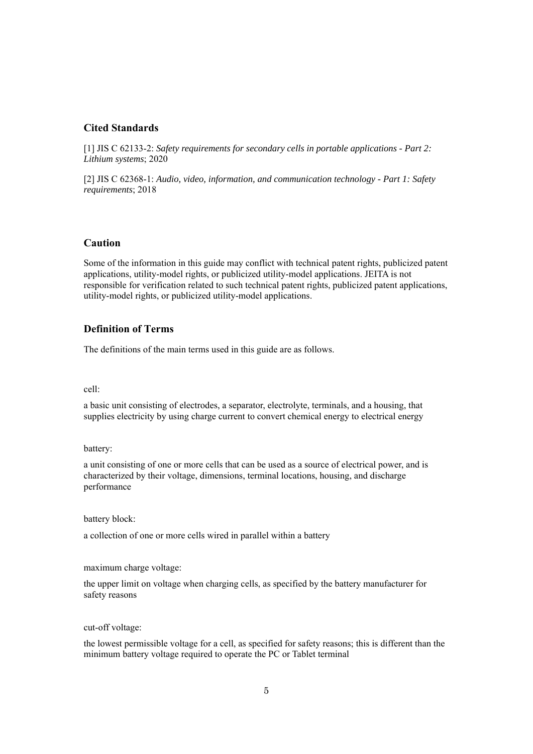## Cited Standards

[1] JIS C 62133-2: *Safety requirements for secondary cells in portable applications - Part 2: Lithium systems*; 2020

[2] JIS C 62368-1: *Audio, video, information, and communication technology - Part 1: Safety requirements*; 2018

## Caution

Some of the information in this guide may conflict with technical patent rights, publicized patent applications, utility-model rights, or publicized utility-model applications. JEITA is not responsible for verification related to such technical patent rights, publicized patent applications, utility-model rights, or publicized utility-model applications.

## Definition of Terms

The definitions of the main terms used in this guide are as follows.

cell:

a basic unit consisting of electrodes, a separator, electrolyte, terminals, and a housing, that supplies electricity by using charge current to convert chemical energy to electrical energy

battery:

a unit consisting of one or more cells that can be used as a source of electrical power, and is characterized by their voltage, dimensions, terminal locations, housing, and discharge performance

battery block:

a collection of one or more cells wired in parallel within a battery

maximum charge voltage:

the upper limit on voltage when charging cells, as specified by the battery manufacturer for safety reasons

cut-off voltage:

the lowest permissible voltage for a cell, as specified for safety reasons; this is different than the minimum battery voltage required to operate the PC or Tablet terminal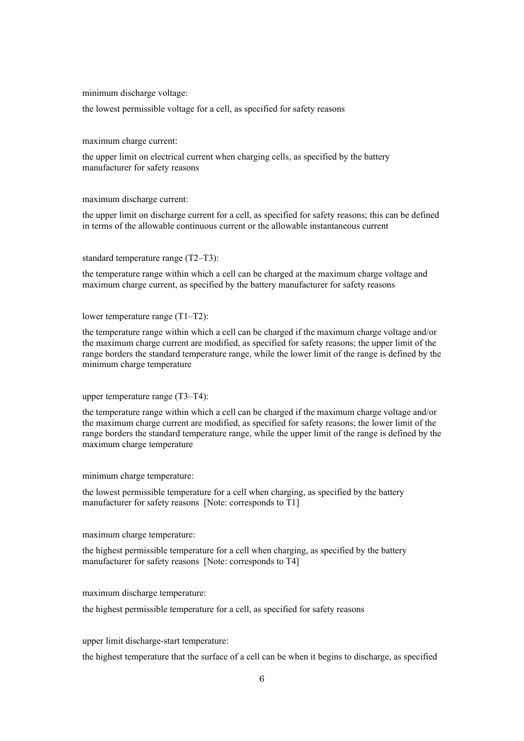minimum discharge voltage:

the lowest permissible voltage for a cell, as specified for safety reasons

maximum charge current:

the upper limit on electrical current when charging cells, as specified by the battery manufacturer for safety reasons

maximum discharge current:

the upper limit on discharge current for a cell, as specified for safety reasons; this can be defined in terms of the allowable continuous current or the allowable instantaneous current

standard temperature range (T2–T3):

the temperature range within which a cell can be charged at the maximum charge voltage and maximum charge current, as specified by the battery manufacturer for safety reasons

lower temperature range (T1–T2):

the temperature range within which a cell can be charged if the maximum charge voltage and/or the maximum charge current are modified, as specified for safety reasons; the upper limit of the range borders the standard temperature range, while the lower limit of the range is defined by the minimum charge temperature

upper temperature range (T3–T4):

the temperature range within which a cell can be charged if the maximum charge voltage and/or the maximum charge current are modified, as specified for safety reasons; the lower limit of the range borders the standard temperature range, while the upper limit of the range is defined by the maximum charge temperature

minimum charge temperature:

the lowest permissible temperature for a cell when charging, as specified by the battery manufacturer for safety reasons [Note: corresponds to T1]

maximum charge temperature:

the highest permissible temperature for a cell when charging, as specified by the battery manufacturer for safety reasons [Note: corresponds to T4]

maximum discharge temperature:

the highest permissible temperature for a cell, as specified for safety reasons

upper limit discharge-start temperature:

the highest temperature that the surface of a cell can be when it begins to discharge, as specified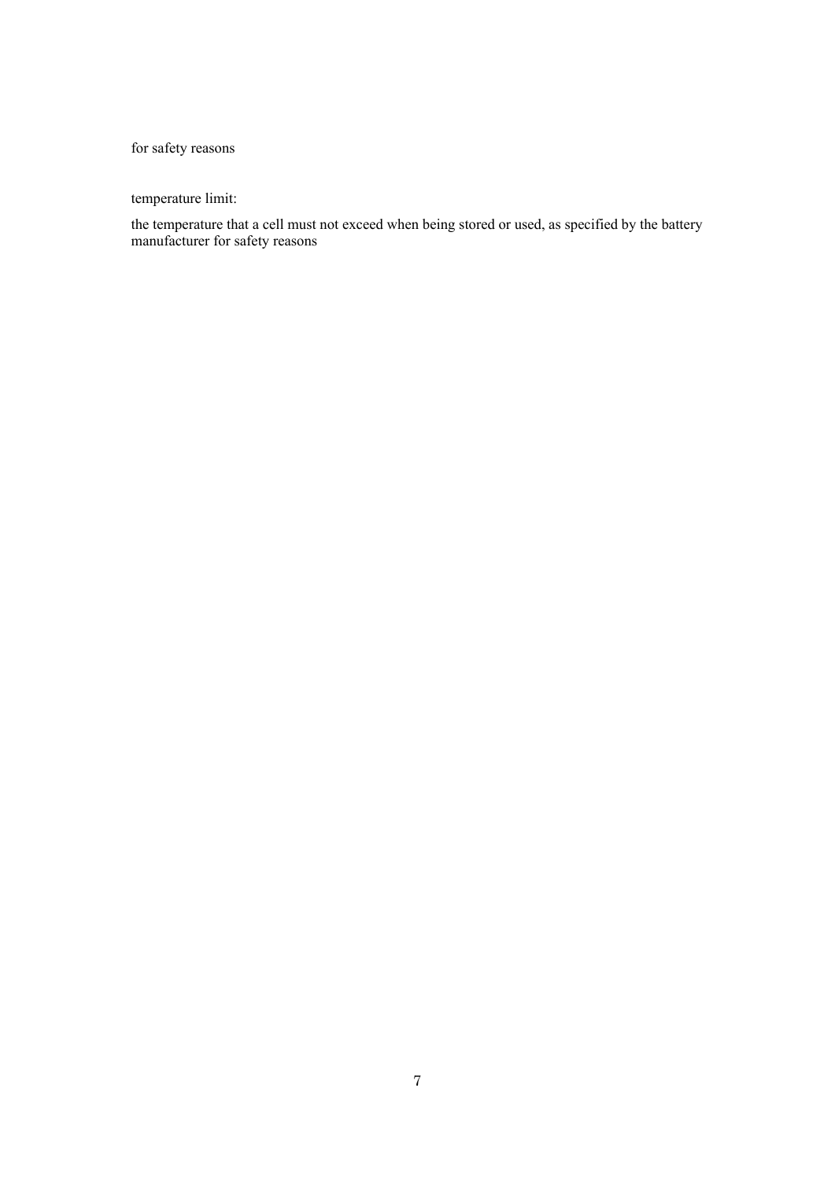for safety reasons

temperature limit:

the temperature that a cell must not exceed when being stored or used, as specified by the battery manufacturer for safety reasons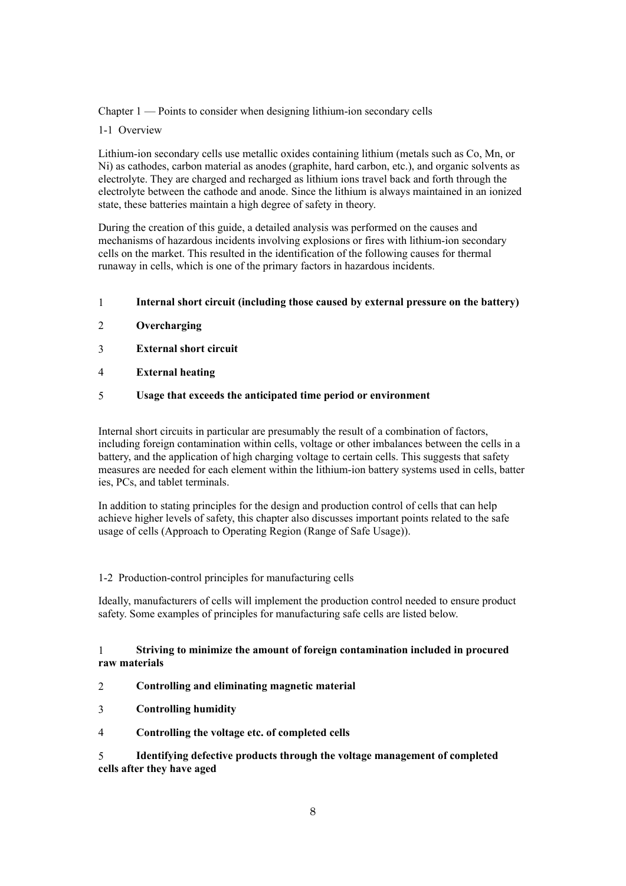# Chapter 1 — Points to consider when designing lithium-ion secondary cells

## 1-1 Overview

Lithium-ion secondary cells use metallic oxides containing lithium (metals such as Co, Mn, or Ni) as cathodes, carbon material as anodes (graphite, hard carbon, etc.), and organic solvents as electrolyte. They are charged and recharged as lithium ions travel back and forth through the electrolyte between the cathode and anode. Since the lithium is always maintained in an ionized state, these batteries maintain a high degree of safety in theory.

During the creation of this guide, a detailed analysis was performed on the causes and mechanisms of hazardous incidents involving explosions or fires with lithium-ion secondary cells on the market. This resulted in the identification of the following causes for thermal runaway in cells, which is one of the primary factors in hazardous incidents.

1. **Internal short circuit (including those caused by external pressure on the battery)**
2. **Overcharging**
3. **External short circuit**
4. **External heating**
5. **Usage that exceeds the anticipated time period or environment**

Internal short circuits in particular are presumably the result of a combination of factors, including foreign contamination within cells, voltage or other imbalances between the cells in a battery, and the application of high charging voltage to certain cells. This suggests that safety measures are needed for each element within the lithium-ion battery systems used in cells, batteries, PCs, and tablet terminals.

In addition to stating principles for the design and production control of cells that can help achieve higher levels of safety, this chapter also discusses important points related to the safe usage of cells (Approach to Operating Region (Range of Safe Usage)).

## 1-2 Production-control principles for manufacturing cells

Ideally, manufacturers of cells will implement the production control needed to ensure product safety. Some examples of principles for manufacturing safe cells are listed below.

1. **Striving to minimize the amount of foreign contamination included in procured raw materials**
2. **Controlling and eliminating magnetic material**
3. **Controlling humidity**
4. **Controlling the voltage etc. of completed cells**
5. **Identifying defective products through the voltage management of completed cells after they have aged**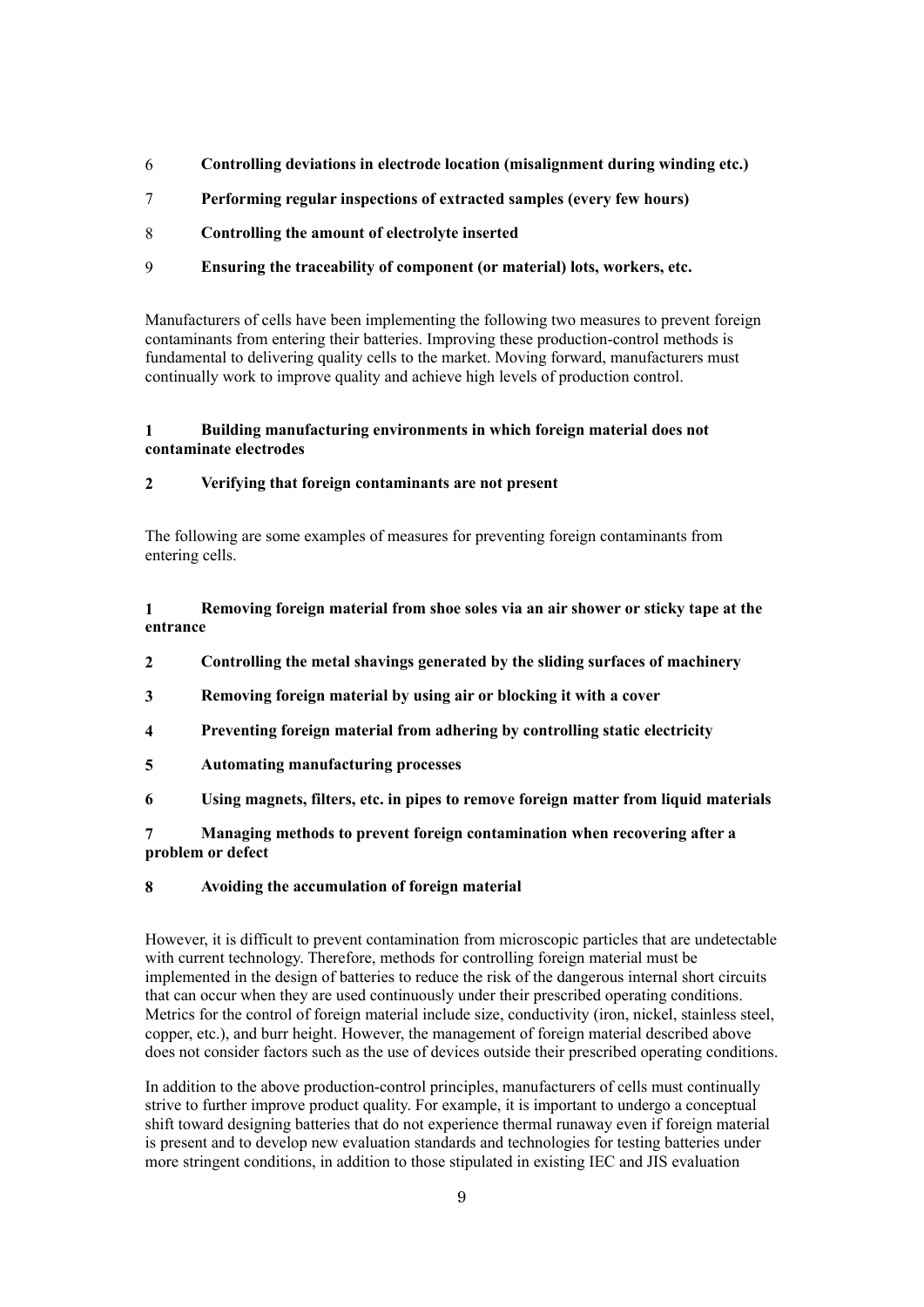6 **Controlling deviations in electrode location (misalignment during winding etc.)**

7 **Performing regular inspections of extracted samples (every few hours)**

8 **Controlling the amount of electrolyte inserted**

9 **Ensuring the traceability of component (or material) lots, workers, etc.**

Manufacturers of cells have been implementing the following two measures to prevent foreign contaminants from entering their batteries. Improving these production-control methods is fundamental to delivering quality cells to the market. Moving forward, manufacturers must continually work to improve quality and achieve high levels of production control.

**1 Building manufacturing environments in which foreign material does not contaminate electrodes**

**2 Verifying that foreign contaminants are not present**

The following are some examples of measures for preventing foreign contaminants from entering cells.

**1 Removing foreign material from shoe soles via an air shower or sticky tape at the entrance**

**2 Controlling the metal shavings generated by the sliding surfaces of machinery**

**3 Removing foreign material by using air or blocking it with a cover**

**4 Preventing foreign material from adhering by controlling static electricity**

**5 Automating manufacturing processes**

**6 Using magnets, filters, etc. in pipes to remove foreign matter from liquid materials**

**7 Managing methods to prevent foreign contamination when recovering after a problem or defect**

**8 Avoiding the accumulation of foreign material**

However, it is difficult to prevent contamination from microscopic particles that are undetectable with current technology. Therefore, methods for controlling foreign material must be implemented in the design of batteries to reduce the risk of the dangerous internal short circuits that can occur when they are used continuously under their prescribed operating conditions. Metrics for the control of foreign material include size, conductivity (iron, nickel, stainless steel, copper, etc.), and burr height. However, the management of foreign material described above does not consider factors such as the use of devices outside their prescribed operating conditions.

In addition to the above production-control principles, manufacturers of cells must continually strive to further improve product quality. For example, it is important to undergo a conceptual shift toward designing batteries that do not experience thermal runaway even if foreign material is present and to develop new evaluation standards and technologies for testing batteries under more stringent conditions, in addition to those stipulated in existing IEC and JIS evaluation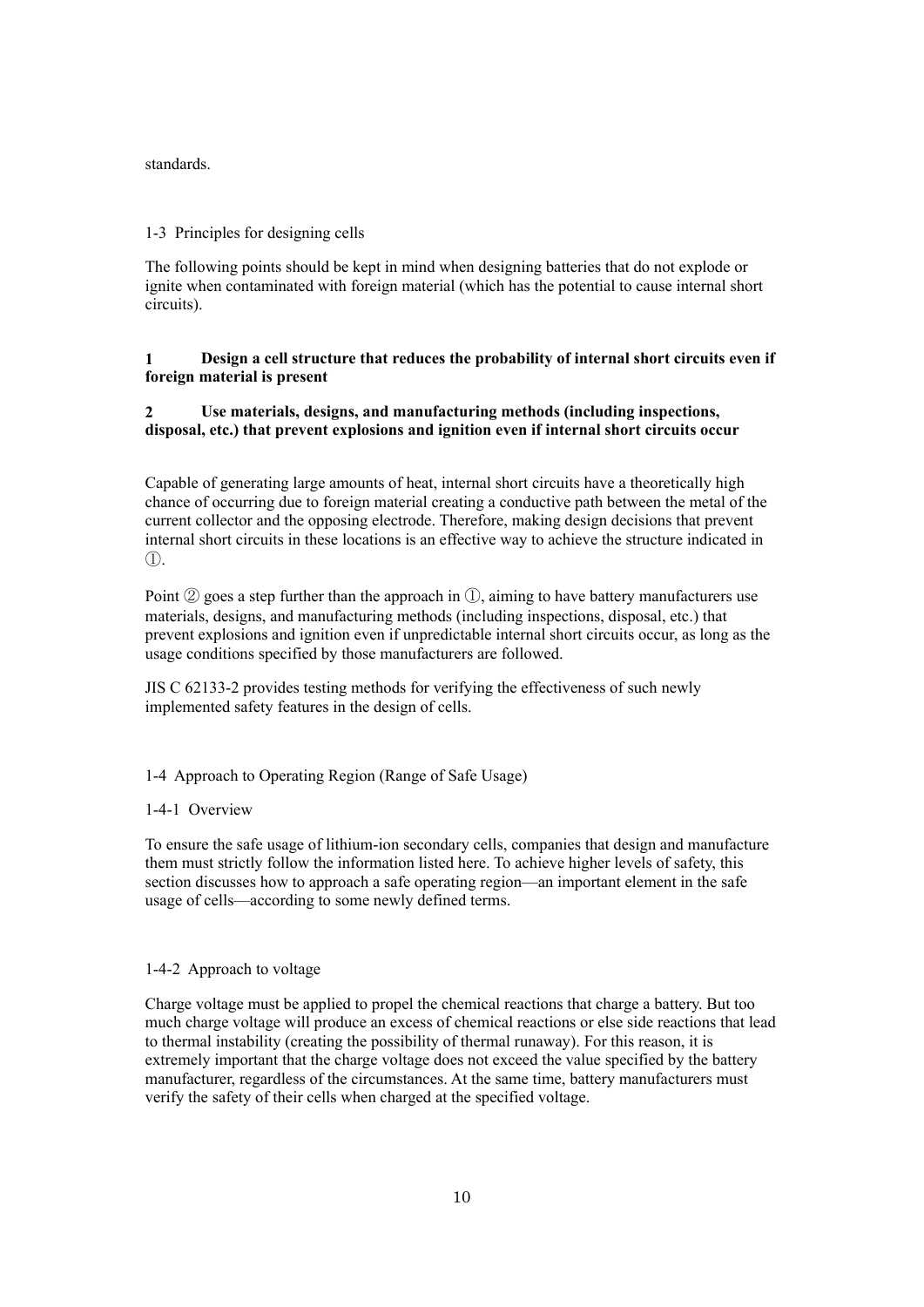standards.

## 1-3 Principles for designing cells

The following points should be kept in mind when designing batteries that do not explode or ignite when contaminated with foreign material (which has the potential to cause internal short circuits).

**1 Design a cell structure that reduces the probability of internal short circuits even if foreign material is present**

**2 Use materials, designs, and manufacturing methods (including inspections, disposal, etc.) that prevent explosions and ignition even if internal short circuits occur**

Capable of generating large amounts of heat, internal short circuits have a theoretically high chance of occurring due to foreign material creating a conductive path between the metal of the current collector and the opposing electrode. Therefore, making design decisions that prevent internal short circuits in these locations is an effective way to achieve the structure indicated in ①.

Point ② goes a step further than the approach in ①, aiming to have battery manufacturers use materials, designs, and manufacturing methods (including inspections, disposal, etc.) that prevent explosions and ignition even if unpredictable internal short circuits occur, as long as the usage conditions specified by those manufacturers are followed.

JIS C 62133-2 provides testing methods for verifying the effectiveness of such newly implemented safety features in the design of cells.

## 1-4 Approach to Operating Region (Range of Safe Usage)

### 1-4-1 Overview

To ensure the safe usage of lithium-ion secondary cells, companies that design and manufacture them must strictly follow the information listed here. To achieve higher levels of safety, this section discusses how to approach a safe operating region—an important element in the safe usage of cells—according to some newly defined terms.

### 1-4-2 Approach to voltage

Charge voltage must be applied to propel the chemical reactions that charge a battery. But too much charge voltage will produce an excess of chemical reactions or else side reactions that lead to thermal instability (creating the possibility of thermal runaway). For this reason, it is extremely important that the charge voltage does not exceed the value specified by the battery manufacturer, regardless of the circumstances. At the same time, battery manufacturers must verify the safety of their cells when charged at the specified voltage.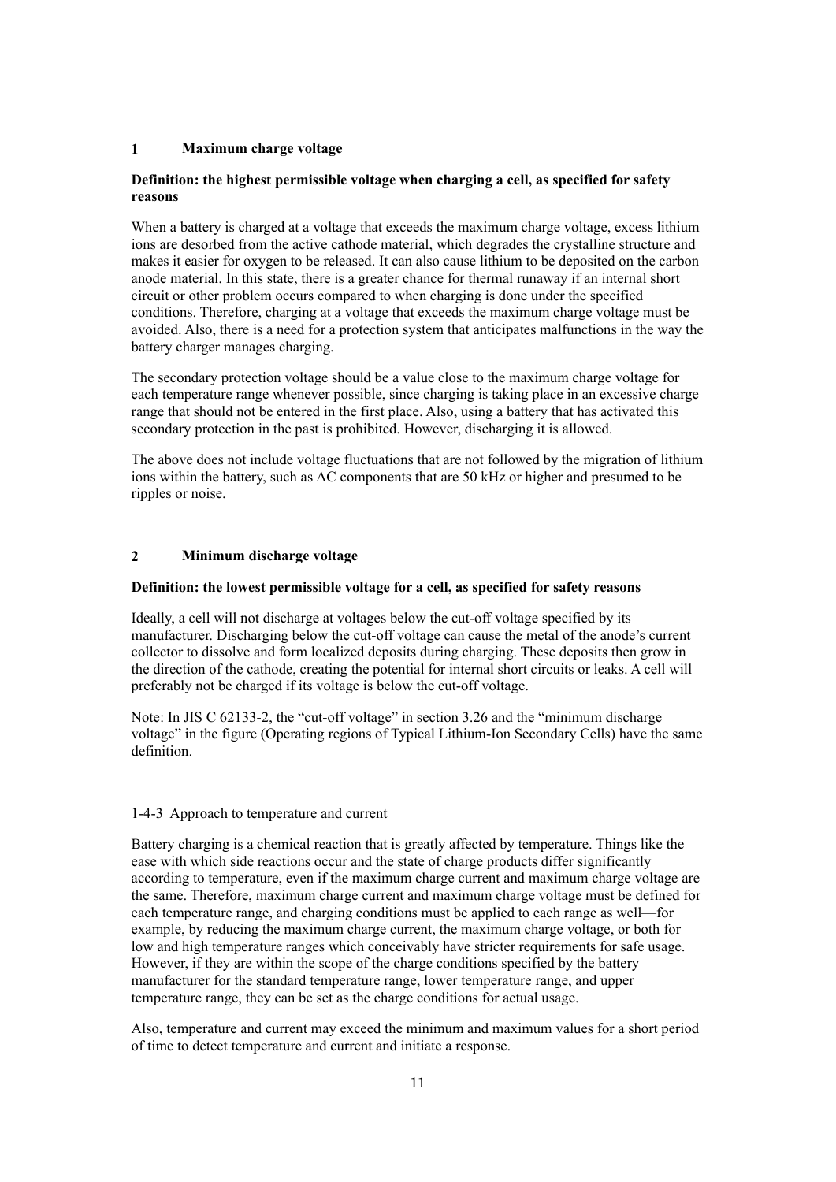### 1 Maximum charge voltage

**Definition: the highest permissible voltage when charging a cell, as specified for safety reasons**

When a battery is charged at a voltage that exceeds the maximum charge voltage, excess lithium ions are desorbed from the active cathode material, which degrades the crystalline structure and makes it easier for oxygen to be released. It can also cause lithium to be deposited on the carbon anode material. In this state, there is a greater chance for thermal runaway if an internal short circuit or other problem occurs compared to when charging is done under the specified conditions. Therefore, charging at a voltage that exceeds the maximum charge voltage must be avoided. Also, there is a need for a protection system that anticipates malfunctions in the way the battery charger manages charging.

The secondary protection voltage should be a value close to the maximum charge voltage for each temperature range whenever possible, since charging is taking place in an excessive charge range that should not be entered in the first place. Also, using a battery that has activated this secondary protection in the past is prohibited. However, discharging it is allowed.

The above does not include voltage fluctuations that are not followed by the migration of lithium ions within the battery, such as AC components that are 50 kHz or higher and presumed to be ripples or noise.

### 2 Minimum discharge voltage

**Definition: the lowest permissible voltage for a cell, as specified for safety reasons**

Ideally, a cell will not discharge at voltages below the cut-off voltage specified by its manufacturer. Discharging below the cut-off voltage can cause the metal of the anode's current collector to dissolve and form localized deposits during charging. These deposits then grow in the direction of the cathode, creating the potential for internal short circuits or leaks. A cell will preferably not be charged if its voltage is below the cut-off voltage.

Note: In JIS C 62133-2, the "cut-off voltage" in section 3.26 and the "minimum discharge voltage" in the figure (Operating regions of Typical Lithium-Ion Secondary Cells) have the same definition.

1-4-3 Approach to temperature and current

Battery charging is a chemical reaction that is greatly affected by temperature. Things like the ease with which side reactions occur and the state of charge products differ significantly according to temperature, even if the maximum charge current and maximum charge voltage are the same. Therefore, maximum charge current and maximum charge voltage must be defined for each temperature range, and charging conditions must be applied to each range as well—for example, by reducing the maximum charge current, the maximum charge voltage, or both for low and high temperature ranges which conceivably have stricter requirements for safe usage. However, if they are within the scope of the charge conditions specified by the battery manufacturer for the standard temperature range, lower temperature range, and upper temperature range, they can be set as the charge conditions for actual usage.

Also, temperature and current may exceed the minimum and maximum values for a short period of time to detect temperature and current and initiate a response.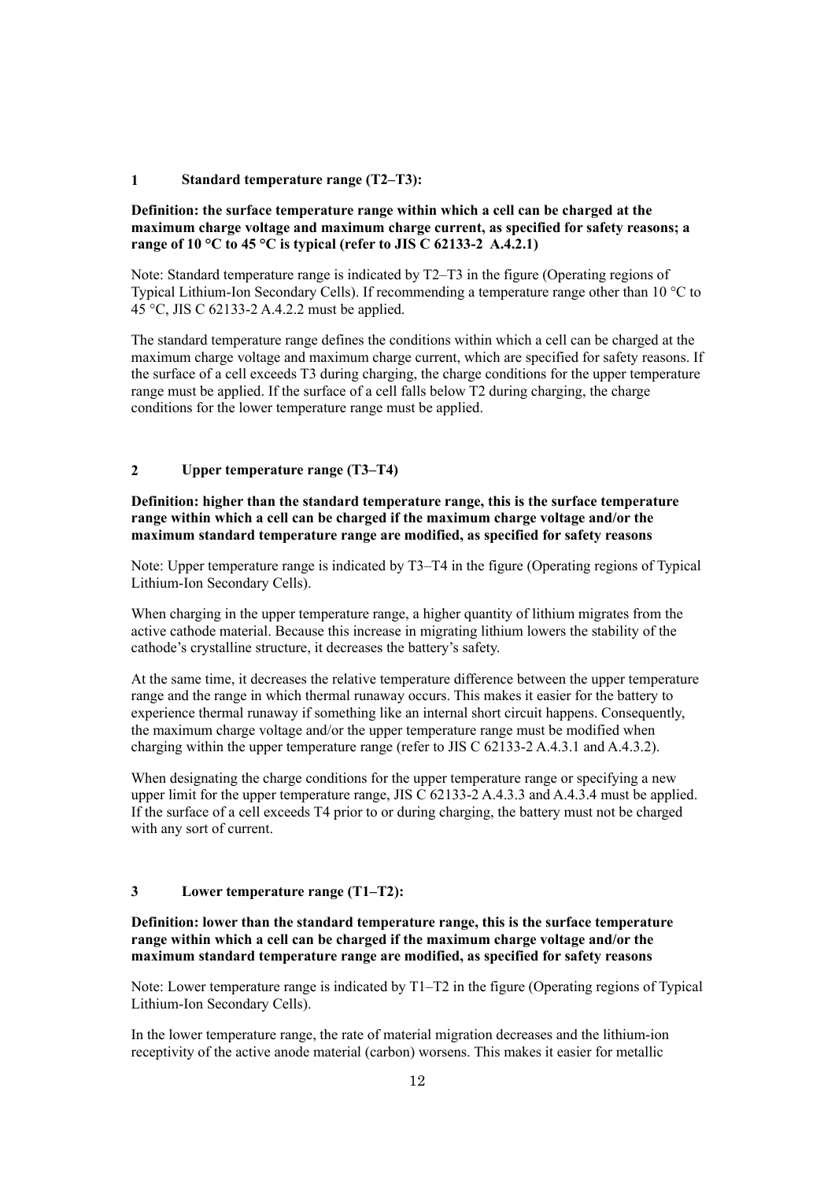## 1 Standard temperature range (T2–T3):

**Definition: the surface temperature range within which a cell can be charged at the maximum charge voltage and maximum charge current, as specified for safety reasons; a range of 10 °C to 45 °C is typical (refer to JIS C 62133-2 A.4.2.1)**

Note: Standard temperature range is indicated by T2–T3 in the figure (Operating regions of Typical Lithium-Ion Secondary Cells). If recommending a temperature range other than 10 °C to 45 °C, JIS C 62133-2 A.4.2.2 must be applied.

The standard temperature range defines the conditions within which a cell can be charged at the maximum charge voltage and maximum charge current, which are specified for safety reasons. If the surface of a cell exceeds T3 during charging, the charge conditions for the upper temperature range must be applied. If the surface of a cell falls below T2 during charging, the charge conditions for the lower temperature range must be applied.

## 2 Upper temperature range (T3–T4)

**Definition: higher than the standard temperature range, this is the surface temperature range within which a cell can be charged if the maximum charge voltage and/or the maximum standard temperature range are modified, as specified for safety reasons**

Note: Upper temperature range is indicated by T3–T4 in the figure (Operating regions of Typical Lithium-Ion Secondary Cells).

When charging in the upper temperature range, a higher quantity of lithium migrates from the active cathode material. Because this increase in migrating lithium lowers the stability of the cathode's crystalline structure, it decreases the battery's safety.

At the same time, it decreases the relative temperature difference between the upper temperature range and the range in which thermal runaway occurs. This makes it easier for the battery to experience thermal runaway if something like an internal short circuit happens. Consequently, the maximum charge voltage and/or the upper temperature range must be modified when charging within the upper temperature range (refer to JIS C 62133-2 A.4.3.1 and A.4.3.2).

When designating the charge conditions for the upper temperature range or specifying a new upper limit for the upper temperature range, JIS C 62133-2 A.4.3.3 and A.4.3.4 must be applied. If the surface of a cell exceeds T4 prior to or during charging, the battery must not be charged with any sort of current.

## 3 Lower temperature range (T1–T2):

**Definition: lower than the standard temperature range, this is the surface temperature range within which a cell can be charged if the maximum charge voltage and/or the maximum standard temperature range are modified, as specified for safety reasons**

Note: Lower temperature range is indicated by T1–T2 in the figure (Operating regions of Typical Lithium-Ion Secondary Cells).

In the lower temperature range, the rate of material migration decreases and the lithium-ion receptivity of the active anode material (carbon) worsens. This makes it easier for metallic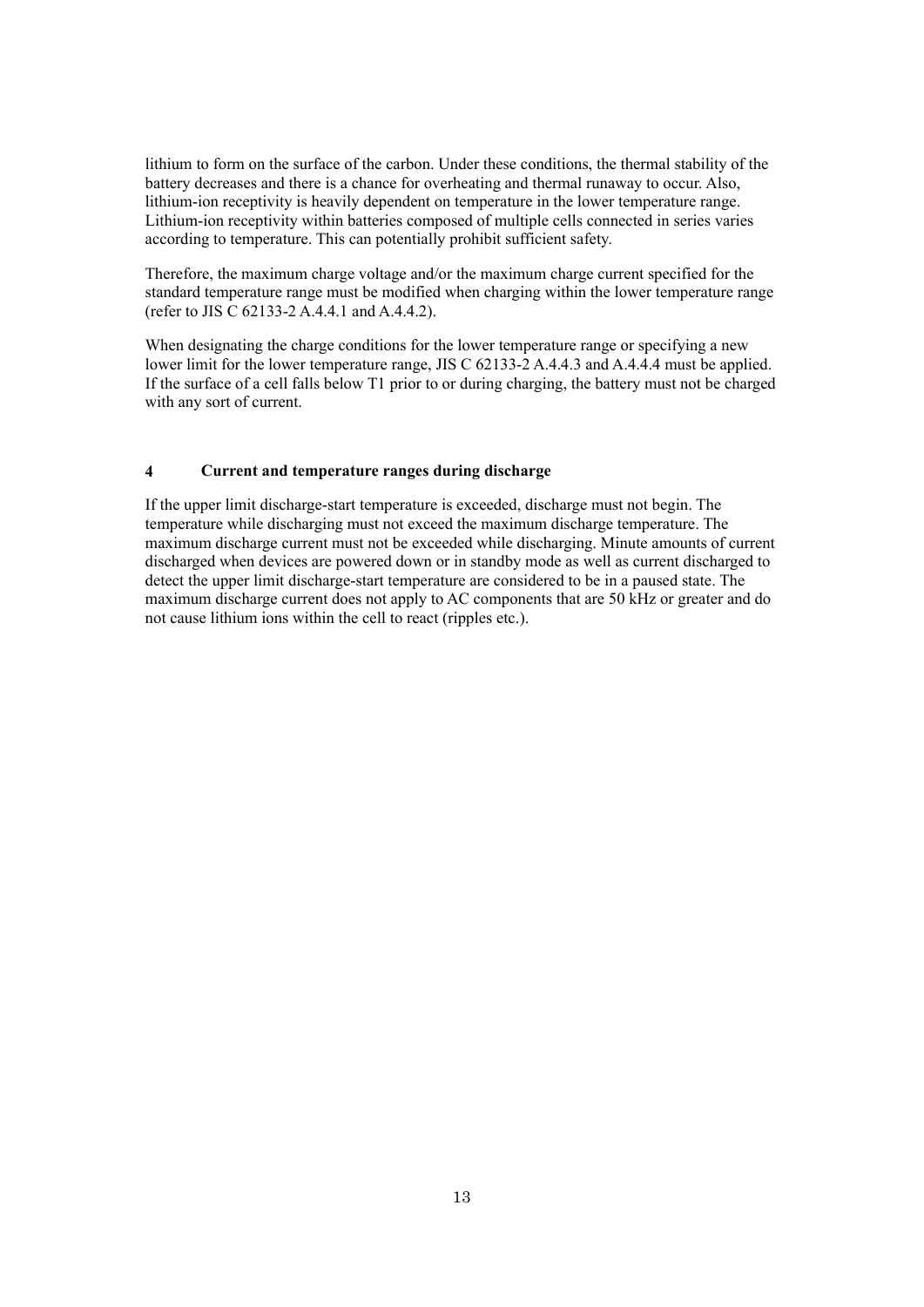lithium to form on the surface of the carbon. Under these conditions, the thermal stability of the battery decreases and there is a chance for overheating and thermal runaway to occur. Also, lithium-ion receptivity is heavily dependent on temperature in the lower temperature range. Lithium-ion receptivity within batteries composed of multiple cells connected in series varies according to temperature. This can potentially prohibit sufficient safety.

Therefore, the maximum charge voltage and/or the maximum charge current specified for the standard temperature range must be modified when charging within the lower temperature range (refer to JIS C 62133-2 A.4.4.1 and A.4.4.2).

When designating the charge conditions for the lower temperature range or specifying a new lower limit for the lower temperature range, JIS C 62133-2 A.4.4.3 and A.4.4.4 must be applied. If the surface of a cell falls below T1 prior to or during charging, the battery must not be charged with any sort of current.

## 4 Current and temperature ranges during discharge

If the upper limit discharge-start temperature is exceeded, discharge must not begin. The temperature while discharging must not exceed the maximum discharge temperature. The maximum discharge current must not be exceeded while discharging. Minute amounts of current discharged when devices are powered down or in standby mode as well as current discharged to detect the upper limit discharge-start temperature are considered to be in a paused state. The maximum discharge current does not apply to AC components that are 50 kHz or greater and do not cause lithium ions within the cell to react (ripples etc.).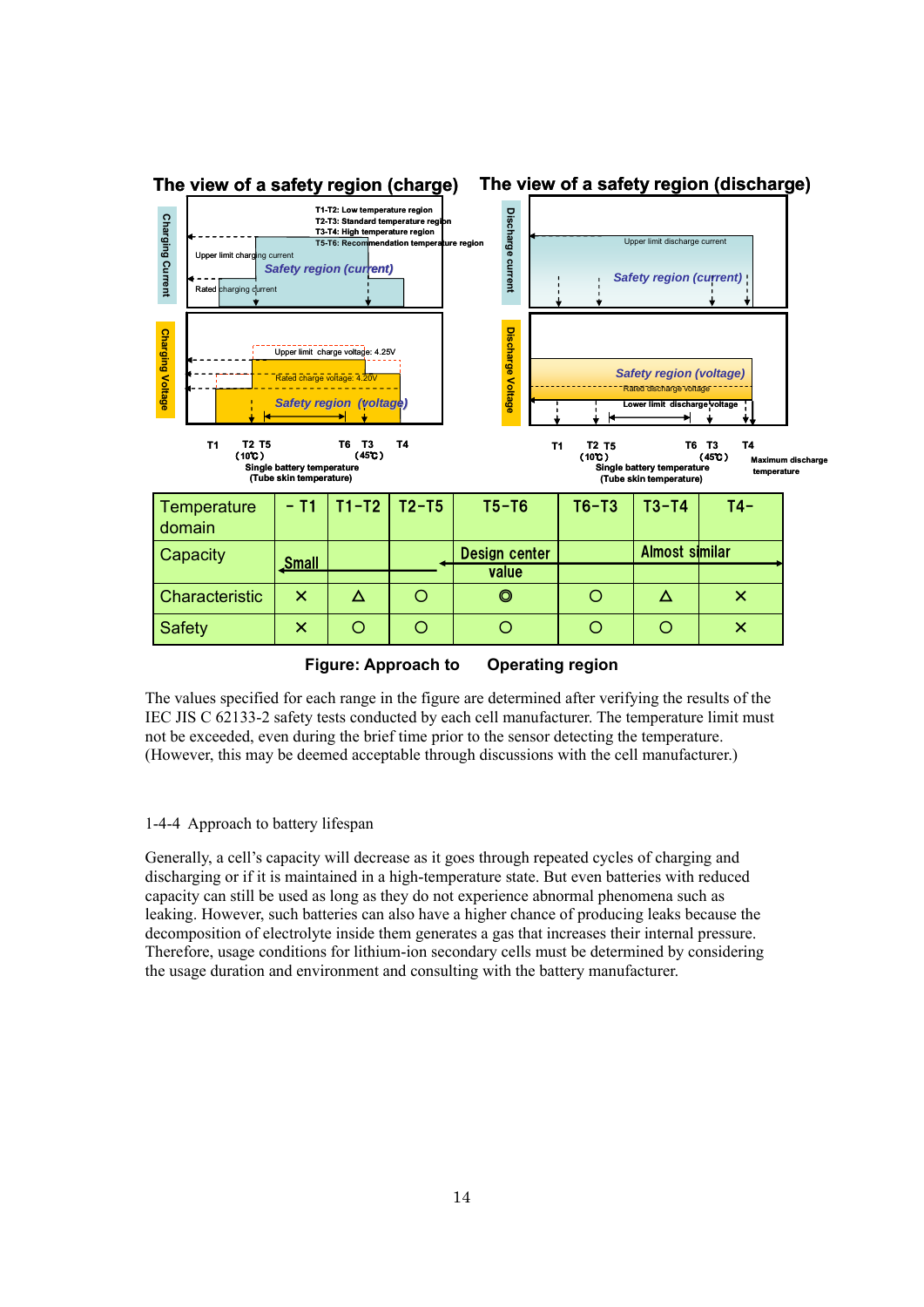**The view of a safety region (charge)**

T1-T2: Low temperature region
T2-T3: Standard temperature region
T3-T4: High temperature region
T5-T6: Recommendation temperature region

Charging Current — Upper limit charging current; Rated charging current; Safety region (current)

Charging Voltage — Upper limit charge voltage: 4.25V; Rated charge voltage: 4.20V; Safety region (voltage)

T1 T2 T5 (10℃) T6 T3 (45℃) T4
Single battery temperature (Tube skin temperature)

**The view of a safety region (discharge)**

Discharge current — Upper limit discharge current; Safety region (current)

Discharge Voltage — Safety region (voltage); Rated discharge voltage; Lower limit discharge voltage

T1 T2 T5 (10℃) T6 T3 (45℃) T4
Single battery temperature (Tube skin temperature)
Maximum discharge temperature

| Temperature domain | - T1 | T1-T2 | T2-T5 | T5-T6 | T6-T3 | T3-T4 | T4- |
|---|---|---|---|---|---|---|---|
| Capacity | Small | | | Design center value | | Almost similar | |
| Characteristic | × | △ | ○ | ◎ | ○ | △ | × |
| Safety | × | ○ | ○ | ○ | ○ | ○ | × |

**Figure: Approach to Operating region**

The values specified for each range in the figure are determined after verifying the results of the IEC JIS C 62133-2 safety tests conducted by each cell manufacturer. The temperature limit must not be exceeded, even during the brief time prior to the sensor detecting the temperature. (However, this may be deemed acceptable through discussions with the cell manufacturer.)

1-4-4 Approach to battery lifespan

Generally, a cell's capacity will decrease as it goes through repeated cycles of charging and discharging or if it is maintained in a high-temperature state. But even batteries with reduced capacity can still be used as long as they do not experience abnormal phenomena such as leaking. However, such batteries can also have a higher chance of producing leaks because the decomposition of electrolyte inside them generates a gas that increases their internal pressure. Therefore, usage conditions for lithium-ion secondary cells must be determined by considering the usage duration and environment and consulting with the battery manufacturer.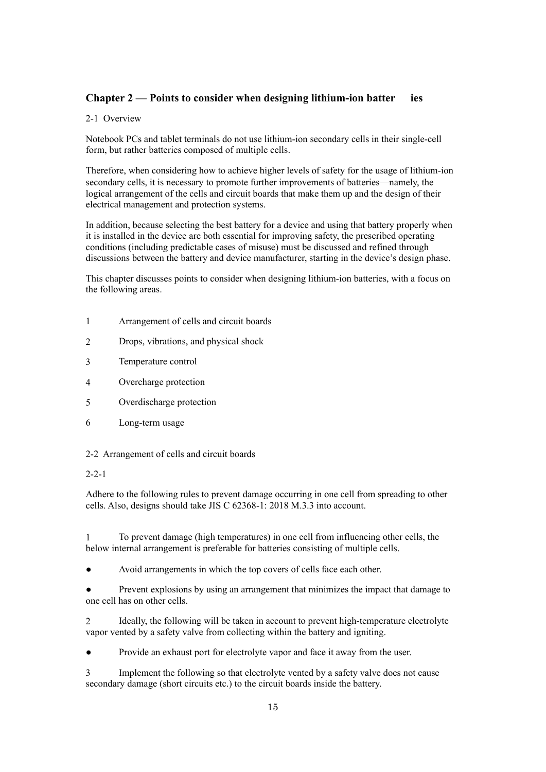## Chapter 2 — Points to consider when designing lithium-ion batteries

### 2-1 Overview

Notebook PCs and tablet terminals do not use lithium-ion secondary cells in their single-cell form, but rather batteries composed of multiple cells.

Therefore, when considering how to achieve higher levels of safety for the usage of lithium-ion secondary cells, it is necessary to promote further improvements of batteries—namely, the logical arrangement of the cells and circuit boards that make them up and the design of their electrical management and protection systems.

In addition, because selecting the best battery for a device and using that battery properly when it is installed in the device are both essential for improving safety, the prescribed operating conditions (including predictable cases of misuse) must be discussed and refined through discussions between the battery and device manufacturer, starting in the device's design phase.

This chapter discusses points to consider when designing lithium-ion batteries, with a focus on the following areas.

1. Arrangement of cells and circuit boards
2. Drops, vibrations, and physical shock
3. Temperature control
4. Overcharge protection
5. Overdischarge protection
6. Long-term usage

### 2-2 Arrangement of cells and circuit boards

#### 2-2-1

Adhere to the following rules to prevent damage occurring in one cell from spreading to other cells. Also, designs should take JIS C 62368-1: 2018 M.3.3 into account.

1 To prevent damage (high temperatures) in one cell from influencing other cells, the below internal arrangement is preferable for batteries consisting of multiple cells.

- Avoid arrangements in which the top covers of cells face each other.
- Prevent explosions by using an arrangement that minimizes the impact that damage to one cell has on other cells.

2 Ideally, the following will be taken in account to prevent high-temperature electrolyte vapor vented by a safety valve from collecting within the battery and igniting.

- Provide an exhaust port for electrolyte vapor and face it away from the user.

3 Implement the following so that electrolyte vented by a safety valve does not cause secondary damage (short circuits etc.) to the circuit boards inside the battery.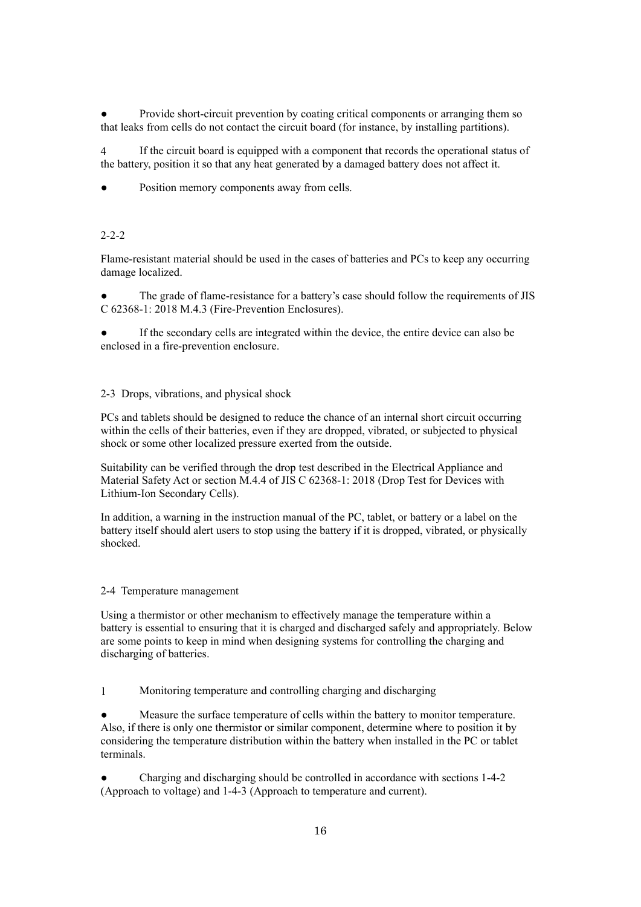- Provide short-circuit prevention by coating critical components or arranging them so that leaks from cells do not contact the circuit board (for instance, by installing partitions).

4 If the circuit board is equipped with a component that records the operational status of the battery, position it so that any heat generated by a damaged battery does not affect it.

- Position memory components away from cells.

### 2-2-2

Flame-resistant material should be used in the cases of batteries and PCs to keep any occurring damage localized.

- The grade of flame-resistance for a battery's case should follow the requirements of JIS C 62368-1: 2018 M.4.3 (Fire-Prevention Enclosures).
- If the secondary cells are integrated within the device, the entire device can also be enclosed in a fire-prevention enclosure.

## 2-3 Drops, vibrations, and physical shock

PCs and tablets should be designed to reduce the chance of an internal short circuit occurring within the cells of their batteries, even if they are dropped, vibrated, or subjected to physical shock or some other localized pressure exerted from the outside.

Suitability can be verified through the drop test described in the Electrical Appliance and Material Safety Act or section M.4.4 of JIS C 62368-1: 2018 (Drop Test for Devices with Lithium-Ion Secondary Cells).

In addition, a warning in the instruction manual of the PC, tablet, or battery or a label on the battery itself should alert users to stop using the battery if it is dropped, vibrated, or physically shocked.

## 2-4 Temperature management

Using a thermistor or other mechanism to effectively manage the temperature within a battery is essential to ensuring that it is charged and discharged safely and appropriately. Below are some points to keep in mind when designing systems for controlling the charging and discharging of batteries.

1 Monitoring temperature and controlling charging and discharging

- Measure the surface temperature of cells within the battery to monitor temperature. Also, if there is only one thermistor or similar component, determine where to position it by considering the temperature distribution within the battery when installed in the PC or tablet terminals.
- Charging and discharging should be controlled in accordance with sections 1-4-2 (Approach to voltage) and 1-4-3 (Approach to temperature and current).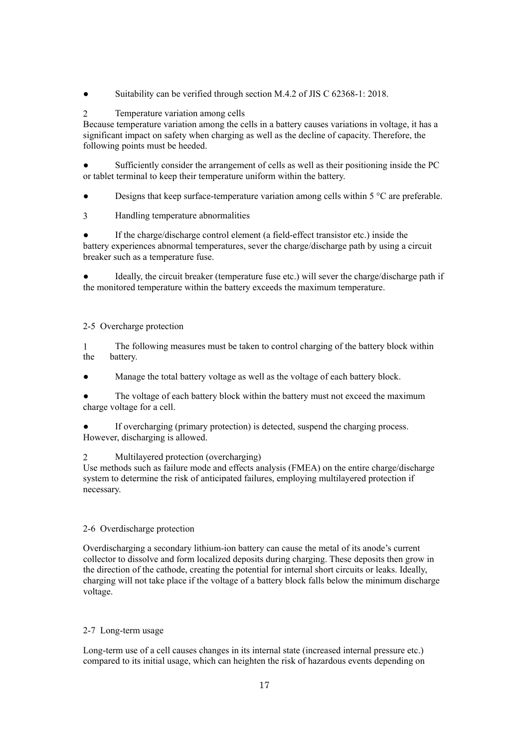- Suitability can be verified through section M.4.2 of JIS C 62368-1: 2018.

2 Temperature variation among cells

Because temperature variation among the cells in a battery causes variations in voltage, it has a significant impact on safety when charging as well as the decline of capacity. Therefore, the following points must be heeded.

- Sufficiently consider the arrangement of cells as well as their positioning inside the PC or tablet terminal to keep their temperature uniform within the battery.

- Designs that keep surface-temperature variation among cells within 5 °C are preferable.

3 Handling temperature abnormalities

- If the charge/discharge control element (a field-effect transistor etc.) inside the battery experiences abnormal temperatures, sever the charge/discharge path by using a circuit breaker such as a temperature fuse.

- Ideally, the circuit breaker (temperature fuse etc.) will sever the charge/discharge path if the monitored temperature within the battery exceeds the maximum temperature.

## 2-5 Overcharge protection

1 The following measures must be taken to control charging of the battery block within the battery.

- Manage the total battery voltage as well as the voltage of each battery block.

- The voltage of each battery block within the battery must not exceed the maximum charge voltage for a cell.

- If overcharging (primary protection) is detected, suspend the charging process. However, discharging is allowed.

2 Multilayered protection (overcharging)

Use methods such as failure mode and effects analysis (FMEA) on the entire charge/discharge system to determine the risk of anticipated failures, employing multilayered protection if necessary.

## 2-6 Overdischarge protection

Overdischarging a secondary lithium-ion battery can cause the metal of its anode's current collector to dissolve and form localized deposits during charging. These deposits then grow in the direction of the cathode, creating the potential for internal short circuits or leaks. Ideally, charging will not take place if the voltage of a battery block falls below the minimum discharge voltage.

## 2-7 Long-term usage

Long-term use of a cell causes changes in its internal state (increased internal pressure etc.) compared to its initial usage, which can heighten the risk of hazardous events depending on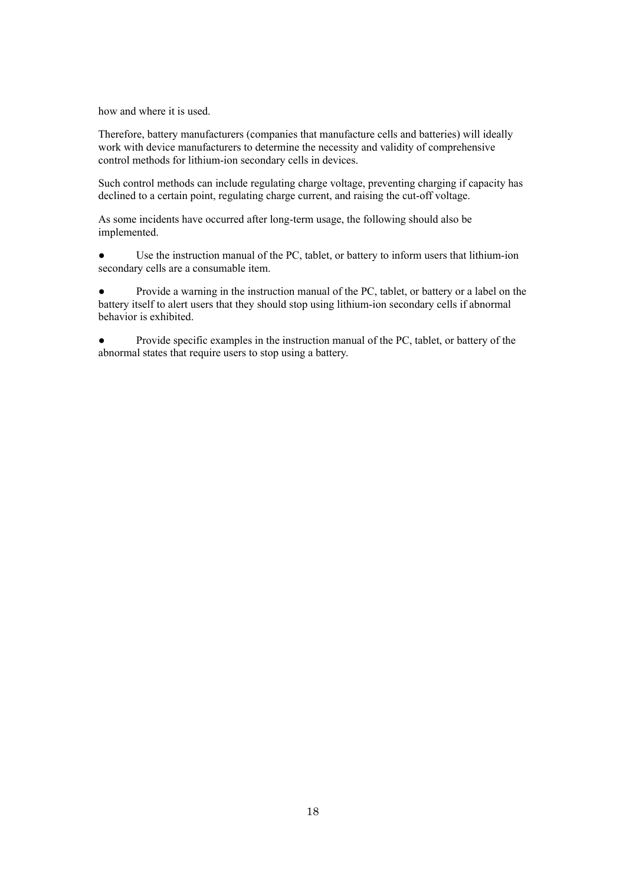how and where it is used.

Therefore, battery manufacturers (companies that manufacture cells and batteries) will ideally work with device manufacturers to determine the necessity and validity of comprehensive control methods for lithium-ion secondary cells in devices.

Such control methods can include regulating charge voltage, preventing charging if capacity has declined to a certain point, regulating charge current, and raising the cut-off voltage.

As some incidents have occurred after long-term usage, the following should also be implemented.

- Use the instruction manual of the PC, tablet, or battery to inform users that lithium-ion secondary cells are a consumable item.
- Provide a warning in the instruction manual of the PC, tablet, or battery or a label on the battery itself to alert users that they should stop using lithium-ion secondary cells if abnormal behavior is exhibited.
- Provide specific examples in the instruction manual of the PC, tablet, or battery of the abnormal states that require users to stop using a battery.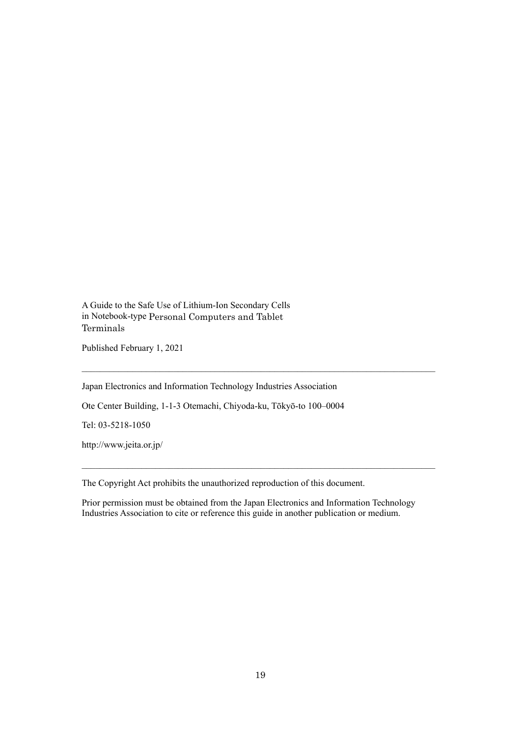A Guide to the Safe Use of Lithium-Ion Secondary Cells in Notebook-type Personal Computers and Tablet Terminals

Published February 1, 2021

---

Japan Electronics and Information Technology Industries Association

Ote Center Building, 1-1-3 Otemachi, Chiyoda-ku, Tōkyō-to 100–0004

Tel: 03-5218-1050

http://www.jeita.or.jp/

---

The Copyright Act prohibits the unauthorized reproduction of this document.

Prior permission must be obtained from the Japan Electronics and Information Technology Industries Association to cite or reference this guide in another publication or medium.